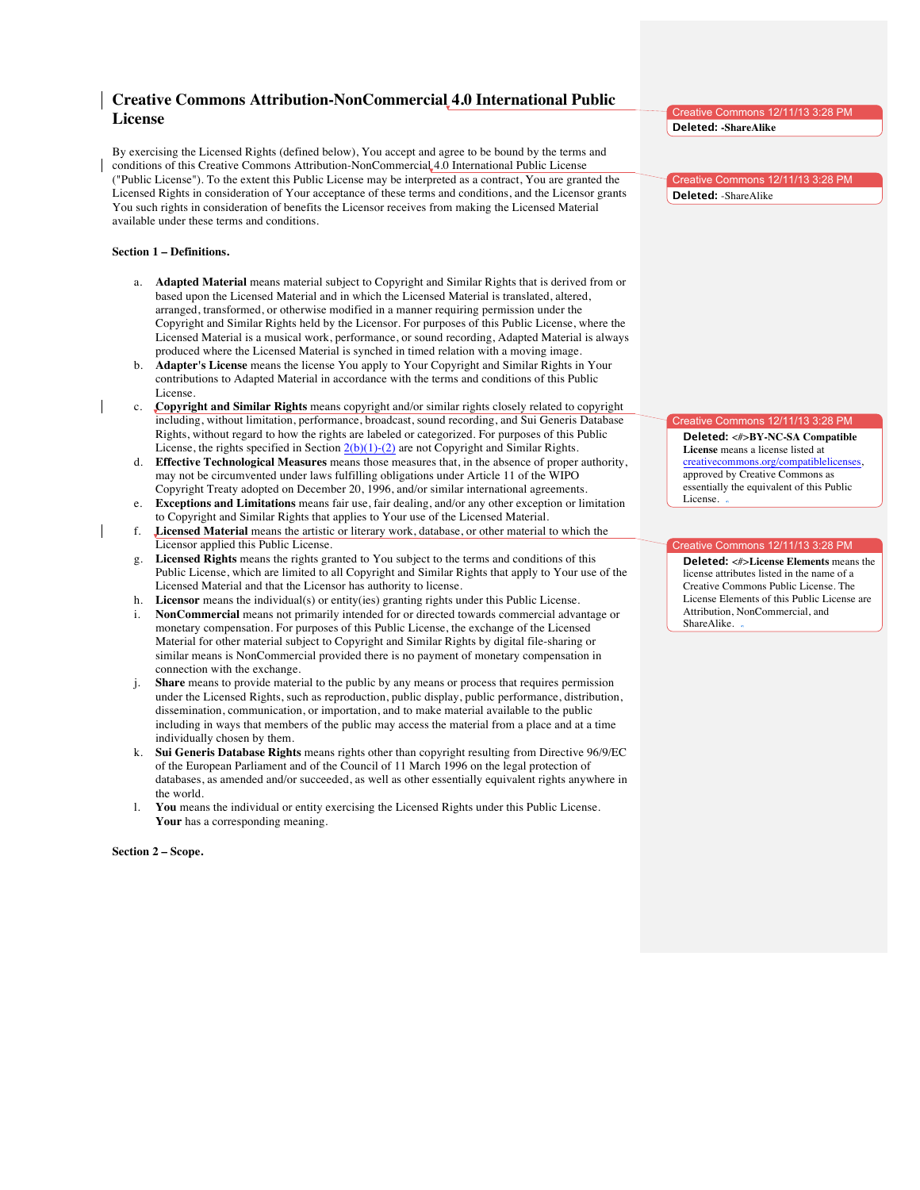# Creative Commons Attribution-NonCommercial 4.0 International Public License

By exercising the Licensed Rights (defined below), You accept and agree to be bound by the terms and conditions of this Creative Commons Attribution-NonCommercial 4.0 International Public License ("Public License"). To the extent this Public License may be interpreted as a contract, You are granted the Licensed Rights in consideration of Your acceptance of these terms and conditions, and the Licensor grants You such rights in consideration of benefits the Licensor receives from making the Licensed Material available under these terms and conditions.

**Section 1 – Definitions.**

a. **Adapted Material** means material subject to Copyright and Similar Rights that is derived from or based upon the Licensed Material and in which the Licensed Material is translated, altered, arranged, transformed, or otherwise modified in a manner requiring permission under the Copyright and Similar Rights held by the Licensor. For purposes of this Public License, where the Licensed Material is a musical work, performance, or sound recording, Adapted Material is always produced where the Licensed Material is synched in timed relation with a moving image.

b. **Adapter's License** means the license You apply to Your Copyright and Similar Rights in Your contributions to Adapted Material in accordance with the terms and conditions of this Public License.

c. **Copyright and Similar Rights** means copyright and/or similar rights closely related to copyright including, without limitation, performance, broadcast, sound recording, and Sui Generis Database Rights, without regard to how the rights are labeled or categorized. For purposes of this Public License, the rights specified in Section 2(b)(1)-(2) are not Copyright and Similar Rights.

d. **Effective Technological Measures** means those measures that, in the absence of proper authority, may not be circumvented under laws fulfilling obligations under Article 11 of the WIPO Copyright Treaty adopted on December 20, 1996, and/or similar international agreements.

e. **Exceptions and Limitations** means fair use, fair dealing, and/or any other exception or limitation to Copyright and Similar Rights that applies to Your use of the Licensed Material.

f. **Licensed Material** means the artistic or literary work, database, or other material to which the Licensor applied this Public License.

g. **Licensed Rights** means the rights granted to You subject to the terms and conditions of this Public License, which are limited to all Copyright and Similar Rights that apply to Your use of the Licensed Material and that the Licensor has authority to license.

h. **Licensor** means the individual(s) or entity(ies) granting rights under this Public License.

i. **NonCommercial** means not primarily intended for or directed towards commercial advantage or monetary compensation. For purposes of this Public License, the exchange of the Licensed Material for other material subject to Copyright and Similar Rights by digital file-sharing or similar means is NonCommercial provided there is no payment of monetary compensation in connection with the exchange.

j. **Share** means to provide material to the public by any means or process that requires permission under the Licensed Rights, such as reproduction, public display, public performance, distribution, dissemination, communication, or importation, and to make material available to the public including in ways that members of the public may access the material from a place and at a time individually chosen by them.

k. **Sui Generis Database Rights** means rights other than copyright resulting from Directive 96/9/EC of the European Parliament and of the Council of 11 March 1996 on the legal protection of databases, as amended and/or succeeded, as well as other essentially equivalent rights anywhere in the world.

l. **You** means the individual or entity exercising the Licensed Rights under this Public License. **Your** has a corresponding meaning.

**Section 2 – Scope.**

Creative Commons 12/11/13 3:28 PM
**Deleted: -ShareAlike**

Creative Commons 12/11/13 3:28 PM
**Deleted:** -ShareAlike

Creative Commons 12/11/13 3:28 PM
**Deleted:** <#>**BY-NC-SA Compatible License** means a license listed at creativecommons.org/compatiblelicenses, approved by Creative Commons as essentially the equivalent of this Public License.

Creative Commons 12/11/13 3:28 PM
**Deleted:** <#>**License Elements** means the license attributes listed in the name of a Creative Commons Public License. The License Elements of this Public License are Attribution, NonCommercial, and ShareAlike.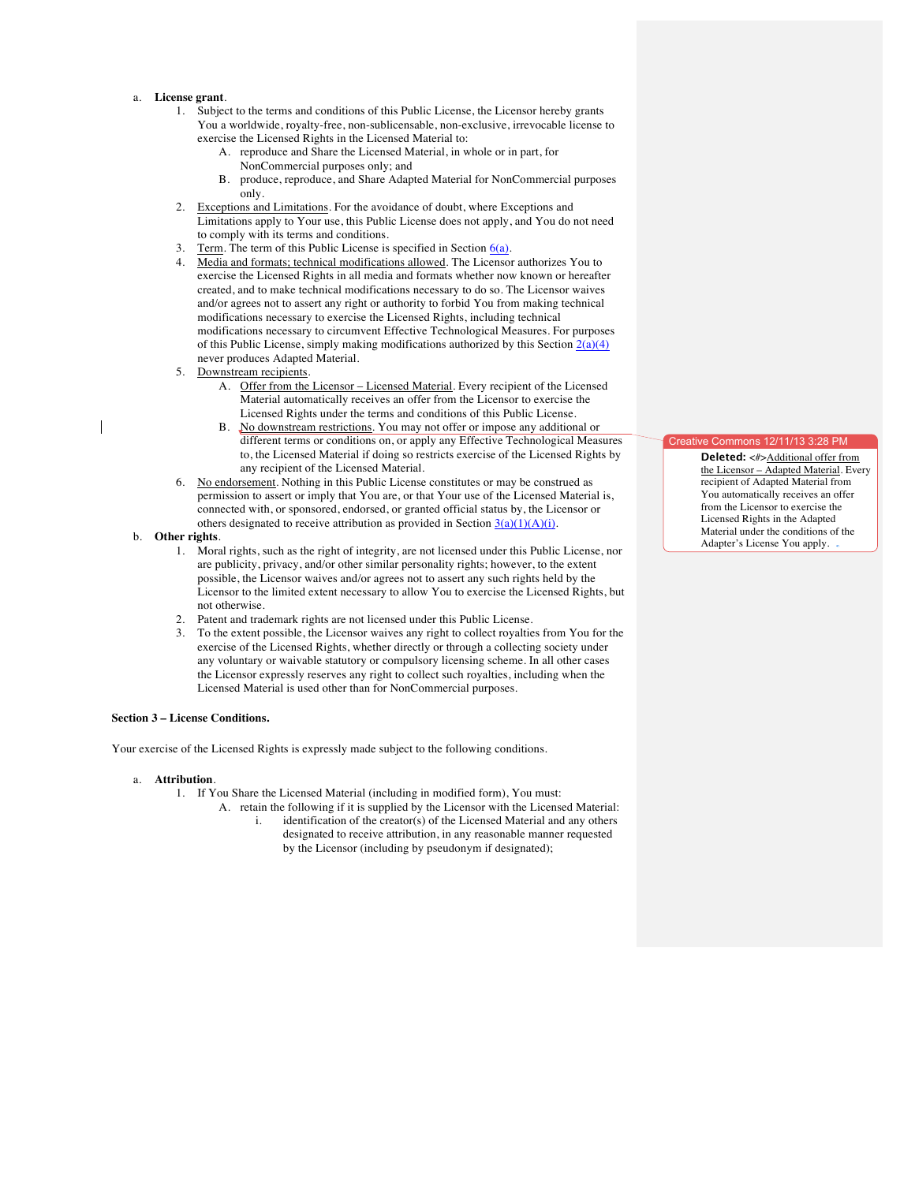a. **License grant**.
   1. Subject to the terms and conditions of this Public License, the Licensor hereby grants You a worldwide, royalty-free, non-sublicensable, non-exclusive, irrevocable license to exercise the Licensed Rights in the Licensed Material to:
      A. reproduce and Share the Licensed Material, in whole or in part, for NonCommercial purposes only; and
      B. produce, reproduce, and Share Adapted Material for NonCommercial purposes only.
   2. Exceptions and Limitations. For the avoidance of doubt, where Exceptions and Limitations apply to Your use, this Public License does not apply, and You do not need to comply with its terms and conditions.
   3. Term. The term of this Public License is specified in Section 6(a).
   4. Media and formats; technical modifications allowed. The Licensor authorizes You to exercise the Licensed Rights in all media and formats whether now known or hereafter created, and to make technical modifications necessary to do so. The Licensor waives and/or agrees not to assert any right or authority to forbid You from making technical modifications necessary to exercise the Licensed Rights, including technical modifications necessary to circumvent Effective Technological Measures. For purposes of this Public License, simply making modifications authorized by this Section 2(a)(4) never produces Adapted Material.
   5. Downstream recipients.
      A. Offer from the Licensor – Licensed Material. Every recipient of the Licensed Material automatically receives an offer from the Licensor to exercise the Licensed Rights under the terms and conditions of this Public License.
      B. No downstream restrictions. You may not offer or impose any additional or different terms or conditions on, or apply any Effective Technological Measures to, the Licensed Material if doing so restricts exercise of the Licensed Rights by any recipient of the Licensed Material.
   6. No endorsement. Nothing in this Public License constitutes or may be construed as permission to assert or imply that You are, or that Your use of the Licensed Material is, connected with, or sponsored, endorsed, or granted official status by, the Licensor or others designated to receive attribution as provided in Section 3(a)(1)(A)(i).

b. **Other rights**.
   1. Moral rights, such as the right of integrity, are not licensed under this Public License, nor are publicity, privacy, and/or other similar personality rights; however, to the extent possible, the Licensor waives and/or agrees not to assert any such rights held by the Licensor to the limited extent necessary to allow You to exercise the Licensed Rights, but not otherwise.
   2. Patent and trademark rights are not licensed under this Public License.
   3. To the extent possible, the Licensor waives any right to collect royalties from You for the exercise of the Licensed Rights, whether directly or through a collecting society under any voluntary or waivable statutory or compulsory licensing scheme. In all other cases the Licensor expressly reserves any right to collect such royalties, including when the Licensed Material is used other than for NonCommercial purposes.

> Creative Commons 12/11/13 3:28 PM
> **Deleted:** <#>Additional offer from the Licensor – Adapted Material. Every recipient of Adapted Material from You automatically receives an offer from the Licensor to exercise the Licensed Rights in the Adapted Material under the conditions of the Adapter's License You apply.

**Section 3 – License Conditions.**

Your exercise of the Licensed Rights is expressly made subject to the following conditions.

a. **Attribution**.
   1. If You Share the Licensed Material (including in modified form), You must:
      A. retain the following if it is supplied by the Licensor with the Licensed Material:
         i. identification of the creator(s) of the Licensed Material and any others designated to receive attribution, in any reasonable manner requested by the Licensor (including by pseudonym if designated);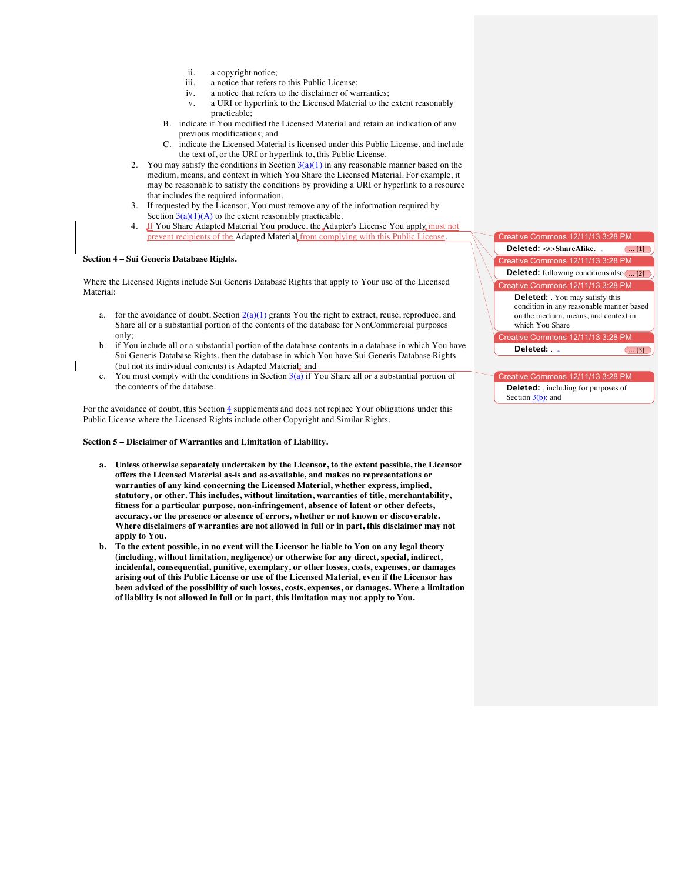ii. a copyright notice;
iii. a notice that refers to this Public License;
iv. a notice that refers to the disclaimer of warranties;
v. a URI or hyperlink to the Licensed Material to the extent reasonably practicable;

B. indicate if You modified the Licensed Material and retain an indication of any previous modifications; and

C. indicate the Licensed Material is licensed under this Public License, and include the text of, or the URI or hyperlink to, this Public License.

2. You may satisfy the conditions in Section 3(a)(1) in any reasonable manner based on the medium, means, and context in which You Share the Licensed Material. For example, it may be reasonable to satisfy the conditions by providing a URI or hyperlink to a resource that includes the required information.

3. If requested by the Licensor, You must remove any of the information required by Section 3(a)(1)(A) to the extent reasonably practicable.

4. If You Share Adapted Material You produce, the Adapter's License You apply must not prevent recipients of the Adapted Material from complying with this Public License.

Creative Commons 12/11/13 3:28 PM
**Deleted:** <#>ShareAlike. ... [1]

Creative Commons 12/11/13 3:28 PM
**Deleted:** following conditions also ... [2]

Creative Commons 12/11/13 3:28 PM
**Deleted:** . You may satisfy this condition in any reasonable manner based on the medium, means, and context in which You Share

Creative Commons 12/11/13 3:28 PM
**Deleted:** . ... [3]

**Section 4 – Sui Generis Database Rights.**

Where the Licensed Rights include Sui Generis Database Rights that apply to Your use of the Licensed Material:

a. for the avoidance of doubt, Section 2(a)(1) grants You the right to extract, reuse, reproduce, and Share all or a substantial portion of the contents of the database for NonCommercial purposes only;

b. if You include all or a substantial portion of the database contents in a database in which You have Sui Generis Database Rights, then the database in which You have Sui Generis Database Rights (but not its individual contents) is Adapted Material; and

c. You must comply with the conditions in Section 3(a) if You Share all or a substantial portion of the contents of the database.

Creative Commons 12/11/13 3:28 PM
**Deleted:** , including for purposes of Section 3(b); and

For the avoidance of doubt, this Section 4 supplements and does not replace Your obligations under this Public License where the Licensed Rights include other Copyright and Similar Rights.

**Section 5 – Disclaimer of Warranties and Limitation of Liability.**

a. **Unless otherwise separately undertaken by the Licensor, to the extent possible, the Licensor offers the Licensed Material as-is and as-available, and makes no representations or warranties of any kind concerning the Licensed Material, whether express, implied, statutory, or other. This includes, without limitation, warranties of title, merchantability, fitness for a particular purpose, non-infringement, absence of latent or other defects, accuracy, or the presence or absence of errors, whether or not known or discoverable. Where disclaimers of warranties are not allowed in full or in part, this disclaimer may not apply to You.**

b. **To the extent possible, in no event will the Licensor be liable to You on any legal theory (including, without limitation, negligence) or otherwise for any direct, special, indirect, incidental, consequential, punitive, exemplary, or other losses, costs, expenses, or damages arising out of this Public License or use of the Licensed Material, even if the Licensor has been advised of the possibility of such losses, costs, expenses, or damages. Where a limitation of liability is not allowed in full or in part, this limitation may not apply to You.**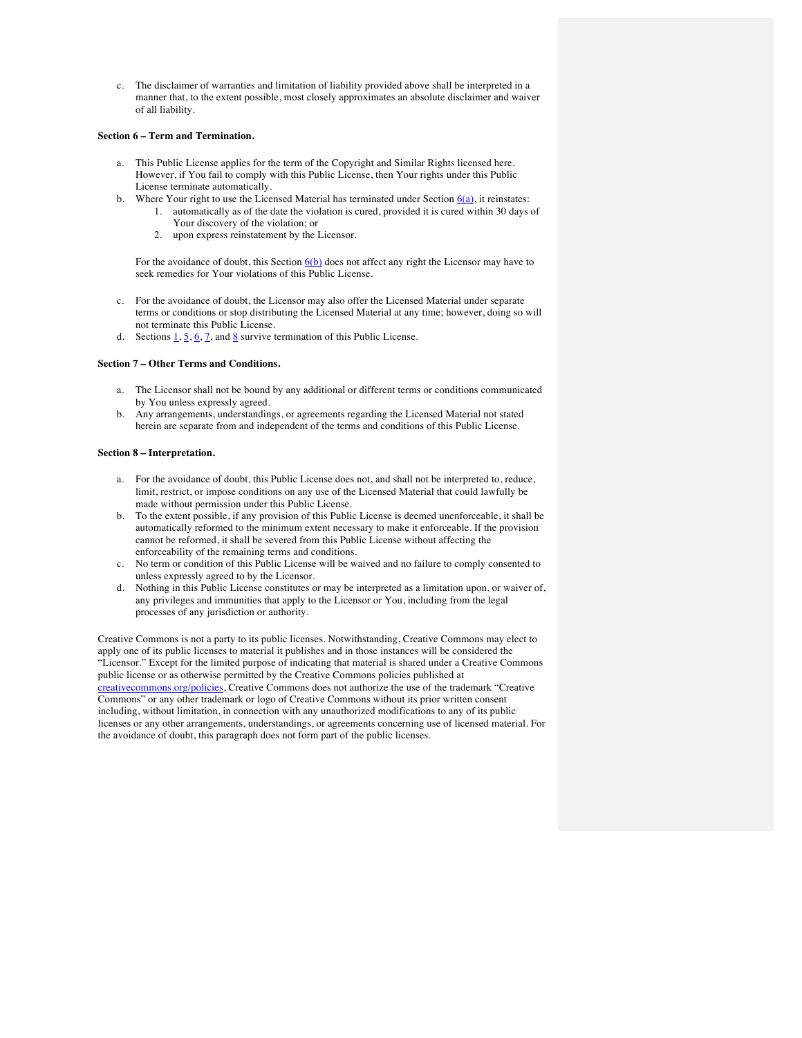c. The disclaimer of warranties and limitation of liability provided above shall be interpreted in a manner that, to the extent possible, most closely approximates an absolute disclaimer and waiver of all liability.

**Section 6 – Term and Termination.**

a. This Public License applies for the term of the Copyright and Similar Rights licensed here. However, if You fail to comply with this Public License, then Your rights under this Public License terminate automatically.

b. Where Your right to use the Licensed Material has terminated under Section 6(a), it reinstates:
   1. automatically as of the date the violation is cured, provided it is cured within 30 days of Your discovery of the violation; or
   2. upon express reinstatement by the Licensor.

   For the avoidance of doubt, this Section 6(b) does not affect any right the Licensor may have to seek remedies for Your violations of this Public License.

c. For the avoidance of doubt, the Licensor may also offer the Licensed Material under separate terms or conditions or stop distributing the Licensed Material at any time; however, doing so will not terminate this Public License.

d. Sections 1, 5, 6, 7, and 8 survive termination of this Public License.

**Section 7 – Other Terms and Conditions.**

a. The Licensor shall not be bound by any additional or different terms or conditions communicated by You unless expressly agreed.

b. Any arrangements, understandings, or agreements regarding the Licensed Material not stated herein are separate from and independent of the terms and conditions of this Public License.

**Section 8 – Interpretation.**

a. For the avoidance of doubt, this Public License does not, and shall not be interpreted to, reduce, limit, restrict, or impose conditions on any use of the Licensed Material that could lawfully be made without permission under this Public License.

b. To the extent possible, if any provision of this Public License is deemed unenforceable, it shall be automatically reformed to the minimum extent necessary to make it enforceable. If the provision cannot be reformed, it shall be severed from this Public License without affecting the enforceability of the remaining terms and conditions.

c. No term or condition of this Public License will be waived and no failure to comply consented to unless expressly agreed to by the Licensor.

d. Nothing in this Public License constitutes or may be interpreted as a limitation upon, or waiver of, any privileges and immunities that apply to the Licensor or You, including from the legal processes of any jurisdiction or authority.

Creative Commons is not a party to its public licenses. Notwithstanding, Creative Commons may elect to apply one of its public licenses to material it publishes and in those instances will be considered the "Licensor." Except for the limited purpose of indicating that material is shared under a Creative Commons public license or as otherwise permitted by the Creative Commons policies published at creativecommons.org/policies, Creative Commons does not authorize the use of the trademark "Creative Commons" or any other trademark or logo of Creative Commons without its prior written consent including, without limitation, in connection with any unauthorized modifications to any of its public licenses or any other arrangements, understandings, or agreements concerning use of licensed material. For the avoidance of doubt, this paragraph does not form part of the public licenses.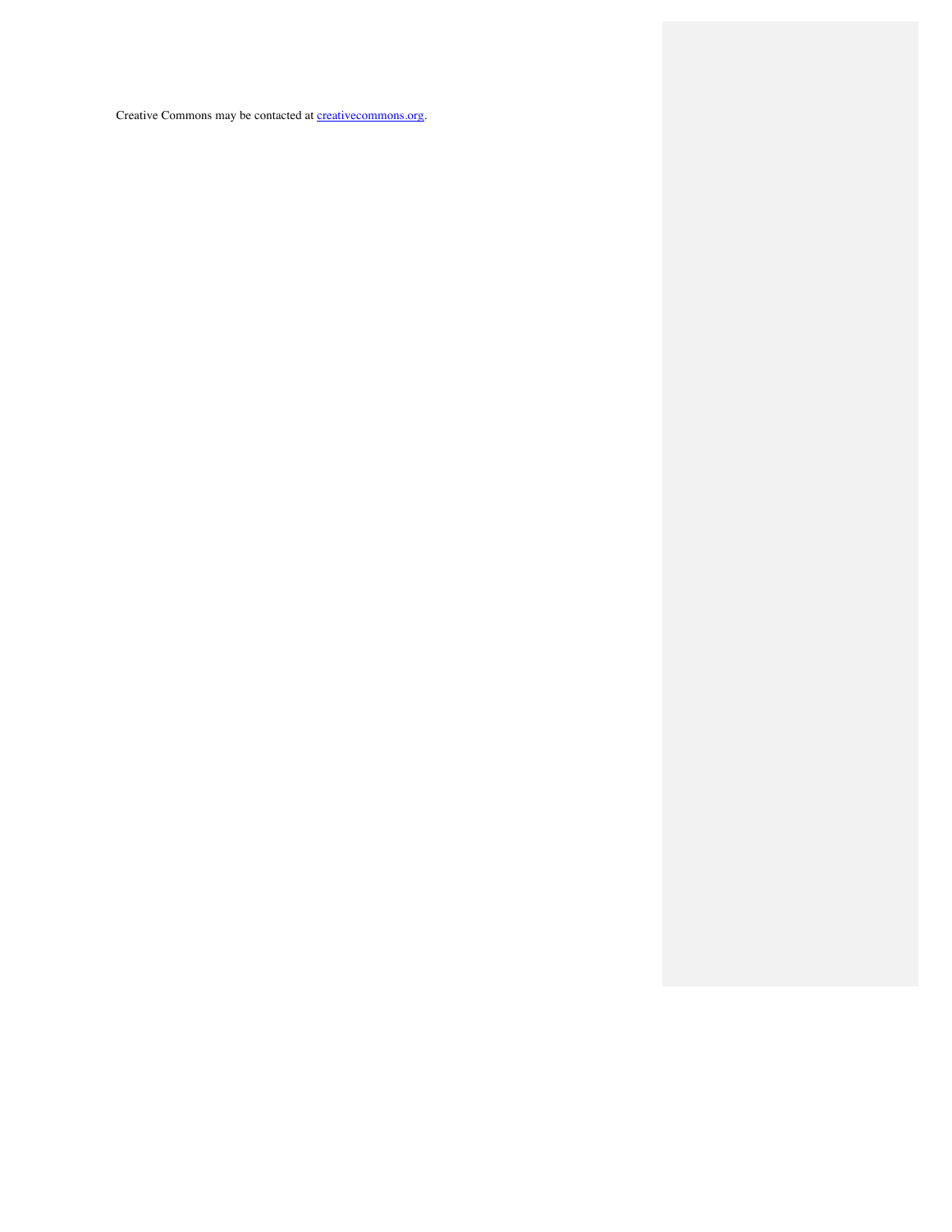Creative Commons may be contacted at [creativecommons.org](https://creativecommons.org).